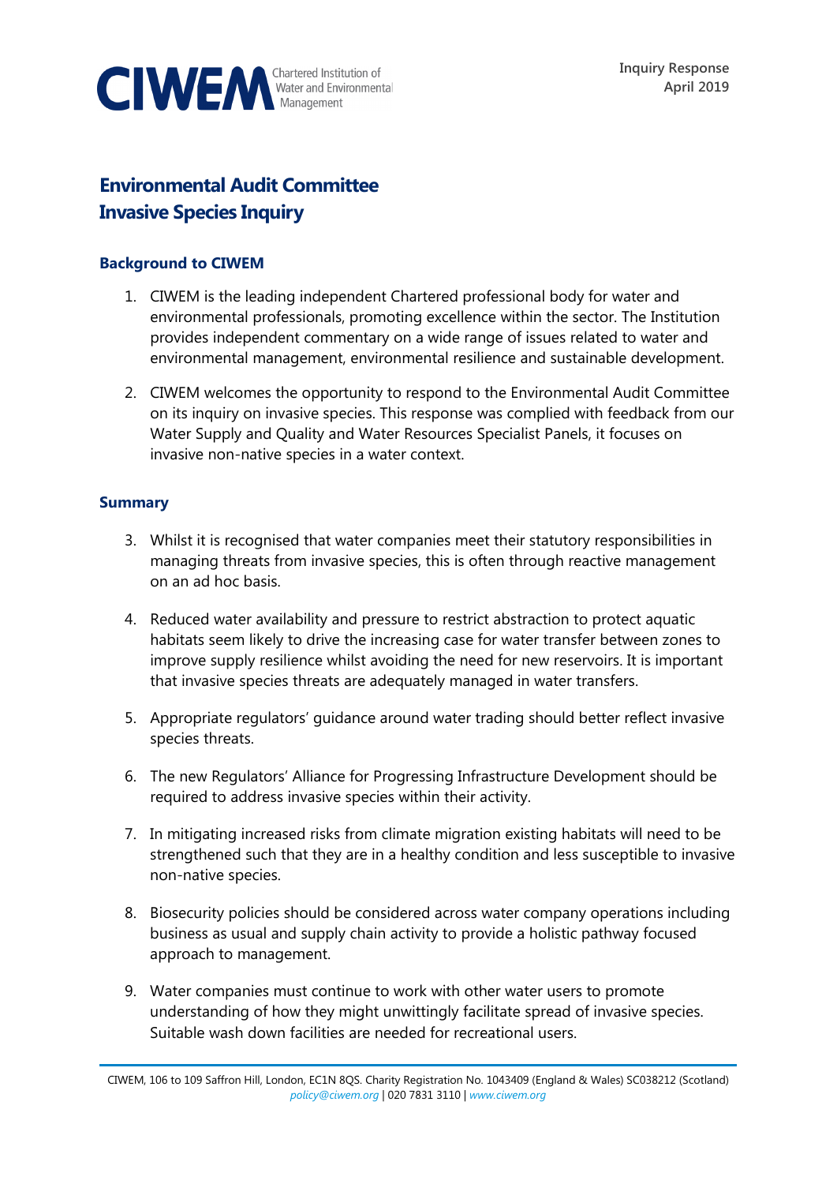CIWEM Chartered Institution of Water and Environmental Management

Inquiry Response
April 2019

# Environmental Audit Committee Invasive Species Inquiry

## Background to CIWEM

1. CIWEM is the leading independent Chartered professional body for water and environmental professionals, promoting excellence within the sector. The Institution provides independent commentary on a wide range of issues related to water and environmental management, environmental resilience and sustainable development.

2. CIWEM welcomes the opportunity to respond to the Environmental Audit Committee on its inquiry on invasive species. This response was complied with feedback from our Water Supply and Quality and Water Resources Specialist Panels, it focuses on invasive non-native species in a water context.

## Summary

3. Whilst it is recognised that water companies meet their statutory responsibilities in managing threats from invasive species, this is often through reactive management on an ad hoc basis.

4. Reduced water availability and pressure to restrict abstraction to protect aquatic habitats seem likely to drive the increasing case for water transfer between zones to improve supply resilience whilst avoiding the need for new reservoirs. It is important that invasive species threats are adequately managed in water transfers.

5. Appropriate regulators' guidance around water trading should better reflect invasive species threats.

6. The new Regulators' Alliance for Progressing Infrastructure Development should be required to address invasive species within their activity.

7. In mitigating increased risks from climate migration existing habitats will need to be strengthened such that they are in a healthy condition and less susceptible to invasive non-native species.

8. Biosecurity policies should be considered across water company operations including business as usual and supply chain activity to provide a holistic pathway focused approach to management.

9. Water companies must continue to work with other water users to promote understanding of how they might unwittingly facilitate spread of invasive species. Suitable wash down facilities are needed for recreational users.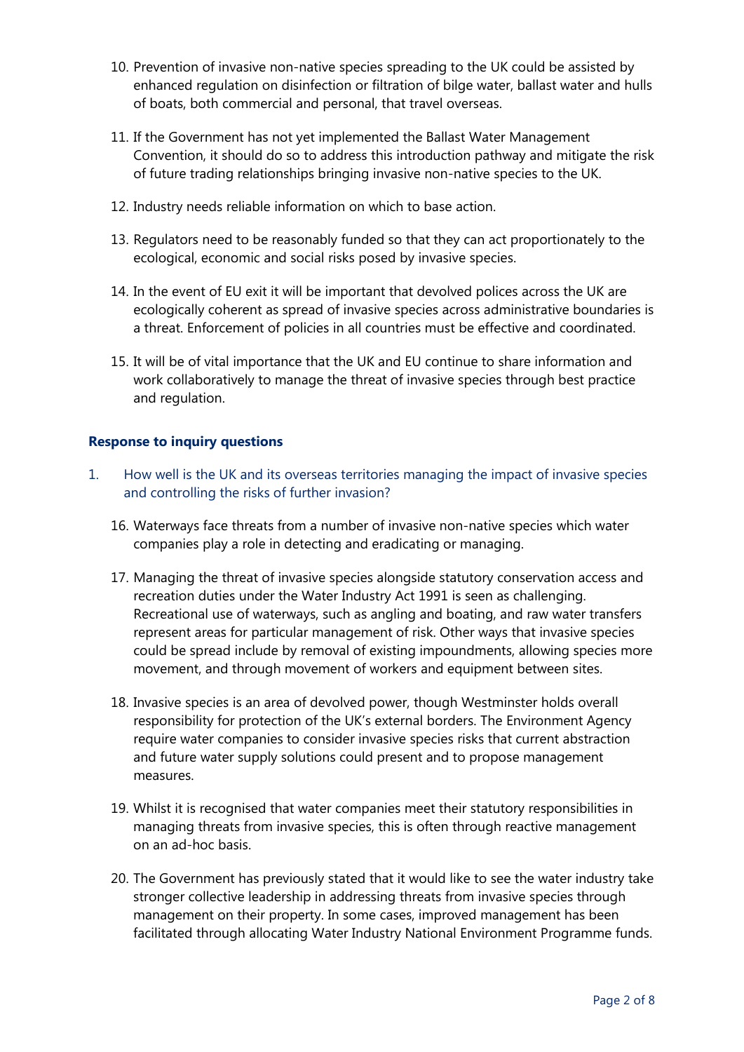10. Prevention of invasive non-native species spreading to the UK could be assisted by enhanced regulation on disinfection or filtration of bilge water, ballast water and hulls of boats, both commercial and personal, that travel overseas.

11. If the Government has not yet implemented the Ballast Water Management Convention, it should do so to address this introduction pathway and mitigate the risk of future trading relationships bringing invasive non-native species to the UK.

12. Industry needs reliable information on which to base action.

13. Regulators need to be reasonably funded so that they can act proportionately to the ecological, economic and social risks posed by invasive species.

14. In the event of EU exit it will be important that devolved polices across the UK are ecologically coherent as spread of invasive species across administrative boundaries is a threat. Enforcement of policies in all countries must be effective and coordinated.

15. It will be of vital importance that the UK and EU continue to share information and work collaboratively to manage the threat of invasive species through best practice and regulation.

### Response to inquiry questions

1. How well is the UK and its overseas territories managing the impact of invasive species and controlling the risks of further invasion?

16. Waterways face threats from a number of invasive non-native species which water companies play a role in detecting and eradicating or managing.

17. Managing the threat of invasive species alongside statutory conservation access and recreation duties under the Water Industry Act 1991 is seen as challenging. Recreational use of waterways, such as angling and boating, and raw water transfers represent areas for particular management of risk. Other ways that invasive species could be spread include by removal of existing impoundments, allowing species more movement, and through movement of workers and equipment between sites.

18. Invasive species is an area of devolved power, though Westminster holds overall responsibility for protection of the UK's external borders. The Environment Agency require water companies to consider invasive species risks that current abstraction and future water supply solutions could present and to propose management measures.

19. Whilst it is recognised that water companies meet their statutory responsibilities in managing threats from invasive species, this is often through reactive management on an ad-hoc basis.

20. The Government has previously stated that it would like to see the water industry take stronger collective leadership in addressing threats from invasive species through management on their property. In some cases, improved management has been facilitated through allocating Water Industry National Environment Programme funds.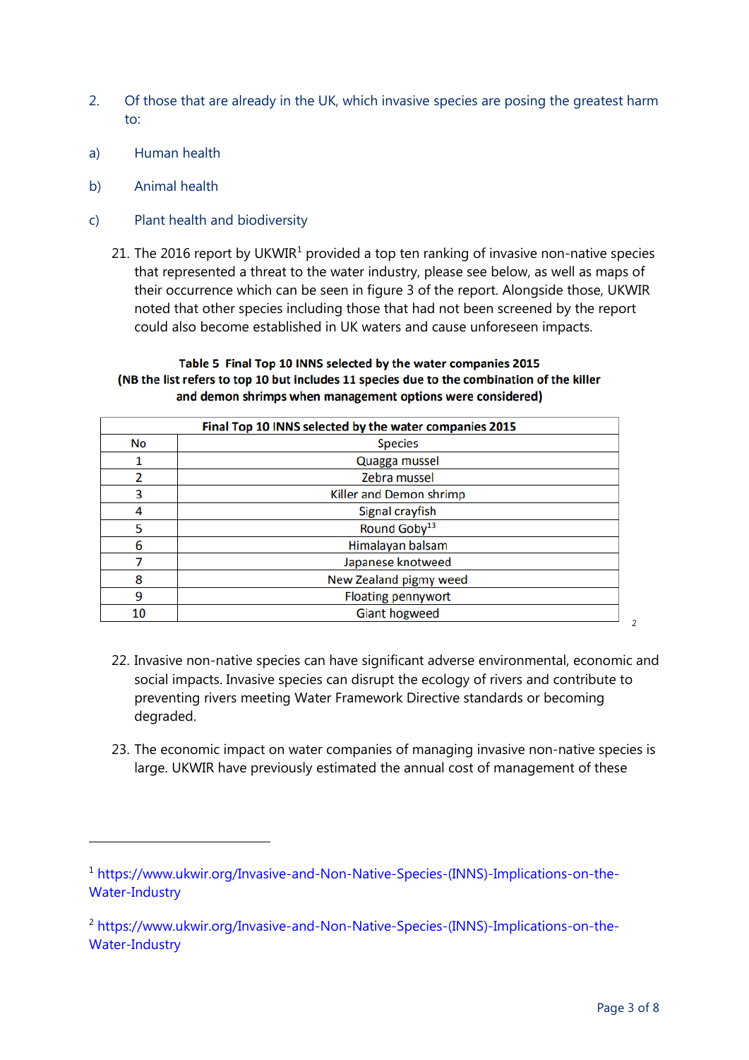2. Of those that are already in the UK, which invasive species are posing the greatest harm to:

a) Human health

b) Animal health

c) Plant health and biodiversity

21. The 2016 report by UKWIR[1] provided a top ten ranking of invasive non-native species that represented a threat to the water industry, please see below, as well as maps of their occurrence which can be seen in figure 3 of the report. Alongside those, UKWIR noted that other species including those that had not been screened by the report could also become established in UK waters and cause unforeseen impacts.

**Table 5 Final Top 10 INNS selected by the water companies 2015**
**(NB the list refers to top 10 but includes 11 species due to the combination of the killer and demon shrimps when management options were considered)**

| Final Top 10 INNS selected by the water companies 2015 | |
|---|---|
| No | Species |
| 1 | Quagga mussel |
| 2 | Zebra mussel |
| 3 | Killer and Demon shrimp |
| 4 | Signal crayfish |
| 5 | Round Goby[13] |
| 6 | Himalayan balsam |
| 7 | Japanese knotweed |
| 8 | New Zealand pigmy weed |
| 9 | Floating pennywort |
| 10 | Giant hogweed |

[2]

22. Invasive non-native species can have significant adverse environmental, economic and social impacts. Invasive species can disrupt the ecology of rivers and contribute to preventing rivers meeting Water Framework Directive standards or becoming degraded.

23. The economic impact on water companies of managing invasive non-native species is large. UKWIR have previously estimated the annual cost of management of these

---

[1] https://www.ukwir.org/Invasive-and-Non-Native-Species-(INNS)-Implications-on-the-Water-Industry

[2] https://www.ukwir.org/Invasive-and-Non-Native-Species-(INNS)-Implications-on-the-Water-Industry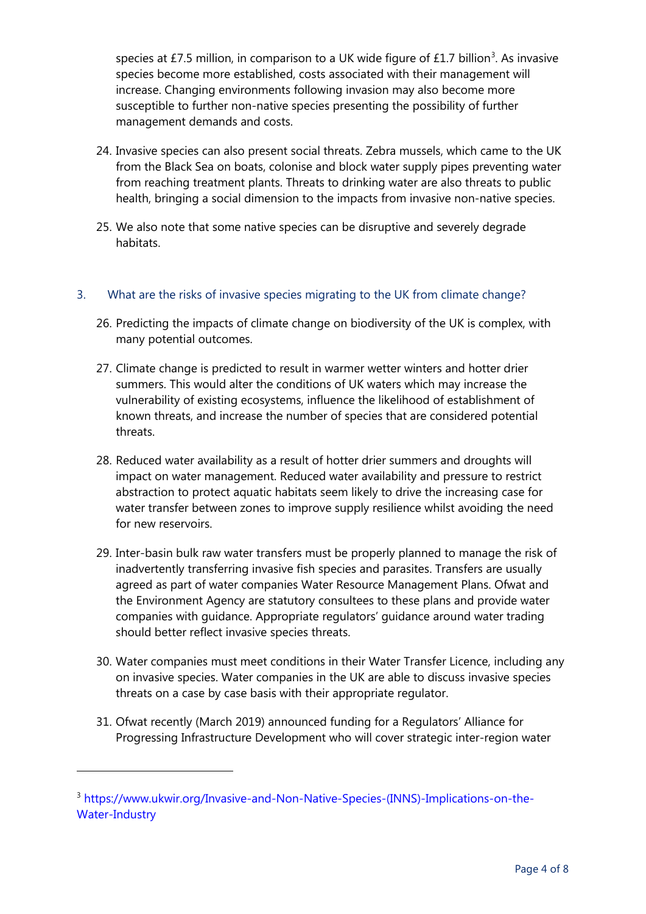species at £7.5 million, in comparison to a UK wide figure of £1.7 billion[3]. As invasive species become more established, costs associated with their management will increase. Changing environments following invasion may also become more susceptible to further non-native species presenting the possibility of further management demands and costs.

24. Invasive species can also present social threats. Zebra mussels, which came to the UK from the Black Sea on boats, colonise and block water supply pipes preventing water from reaching treatment plants. Threats to drinking water are also threats to public health, bringing a social dimension to the impacts from invasive non-native species.

25. We also note that some native species can be disruptive and severely degrade habitats.

### 3. What are the risks of invasive species migrating to the UK from climate change?

26. Predicting the impacts of climate change on biodiversity of the UK is complex, with many potential outcomes.

27. Climate change is predicted to result in warmer wetter winters and hotter drier summers. This would alter the conditions of UK waters which may increase the vulnerability of existing ecosystems, influence the likelihood of establishment of known threats, and increase the number of species that are considered potential threats.

28. Reduced water availability as a result of hotter drier summers and droughts will impact on water management. Reduced water availability and pressure to restrict abstraction to protect aquatic habitats seem likely to drive the increasing case for water transfer between zones to improve supply resilience whilst avoiding the need for new reservoirs.

29. Inter-basin bulk raw water transfers must be properly planned to manage the risk of inadvertently transferring invasive fish species and parasites. Transfers are usually agreed as part of water companies Water Resource Management Plans. Ofwat and the Environment Agency are statutory consultees to these plans and provide water companies with guidance. Appropriate regulators' guidance around water trading should better reflect invasive species threats.

30. Water companies must meet conditions in their Water Transfer Licence, including any on invasive species. Water companies in the UK are able to discuss invasive species threats on a case by case basis with their appropriate regulator.

31. Ofwat recently (March 2019) announced funding for a Regulators' Alliance for Progressing Infrastructure Development who will cover strategic inter-region water

---

[3] https://www.ukwir.org/Invasive-and-Non-Native-Species-(INNS)-Implications-on-the-Water-Industry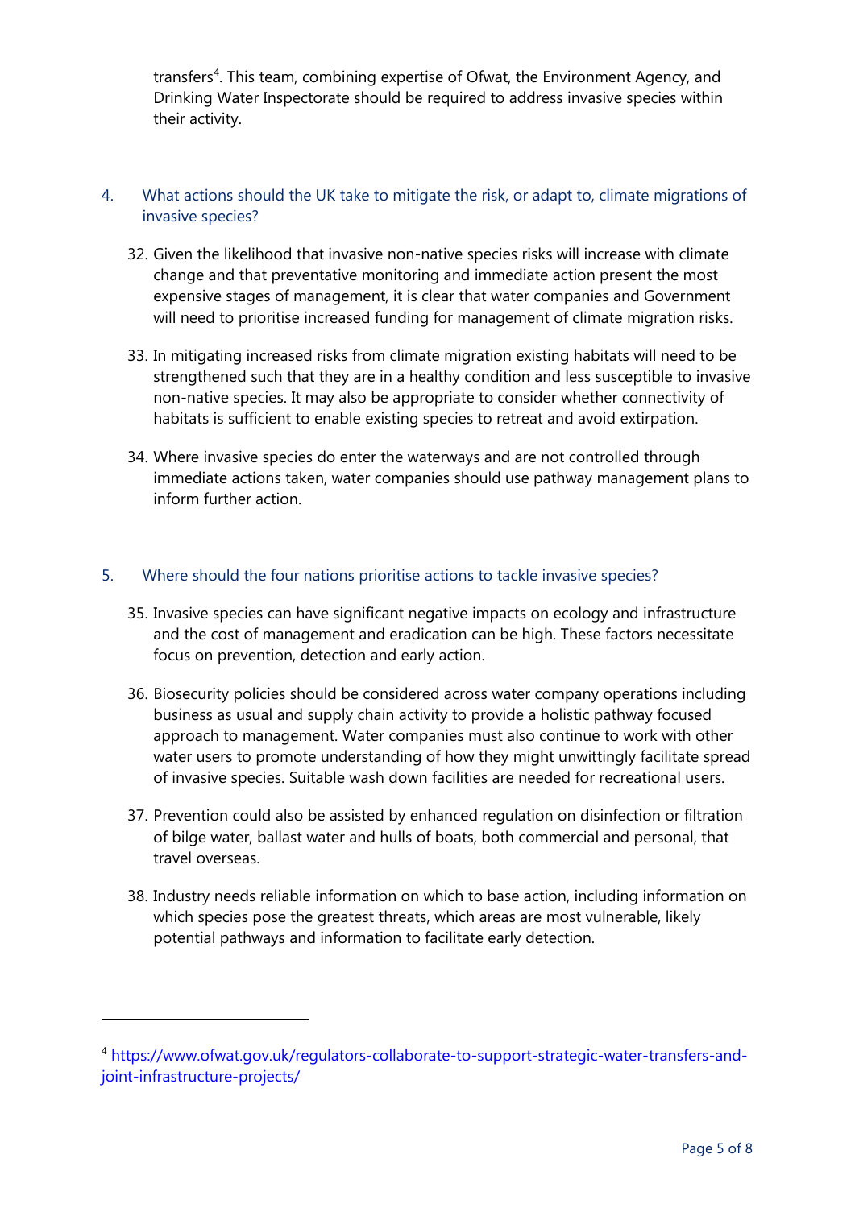transfers[4]. This team, combining expertise of Ofwat, the Environment Agency, and Drinking Water Inspectorate should be required to address invasive species within their activity.

4. What actions should the UK take to mitigate the risk, or adapt to, climate migrations of invasive species?

32. Given the likelihood that invasive non-native species risks will increase with climate change and that preventative monitoring and immediate action present the most expensive stages of management, it is clear that water companies and Government will need to prioritise increased funding for management of climate migration risks.

33. In mitigating increased risks from climate migration existing habitats will need to be strengthened such that they are in a healthy condition and less susceptible to invasive non-native species. It may also be appropriate to consider whether connectivity of habitats is sufficient to enable existing species to retreat and avoid extirpation.

34. Where invasive species do enter the waterways and are not controlled through immediate actions taken, water companies should use pathway management plans to inform further action.

5. Where should the four nations prioritise actions to tackle invasive species?

35. Invasive species can have significant negative impacts on ecology and infrastructure and the cost of management and eradication can be high. These factors necessitate focus on prevention, detection and early action.

36. Biosecurity policies should be considered across water company operations including business as usual and supply chain activity to provide a holistic pathway focused approach to management. Water companies must also continue to work with other water users to promote understanding of how they might unwittingly facilitate spread of invasive species. Suitable wash down facilities are needed for recreational users.

37. Prevention could also be assisted by enhanced regulation on disinfection or filtration of bilge water, ballast water and hulls of boats, both commercial and personal, that travel overseas.

38. Industry needs reliable information on which to base action, including information on which species pose the greatest threats, which areas are most vulnerable, likely potential pathways and information to facilitate early detection.

---

[4] https://www.ofwat.gov.uk/regulators-collaborate-to-support-strategic-water-transfers-and-joint-infrastructure-projects/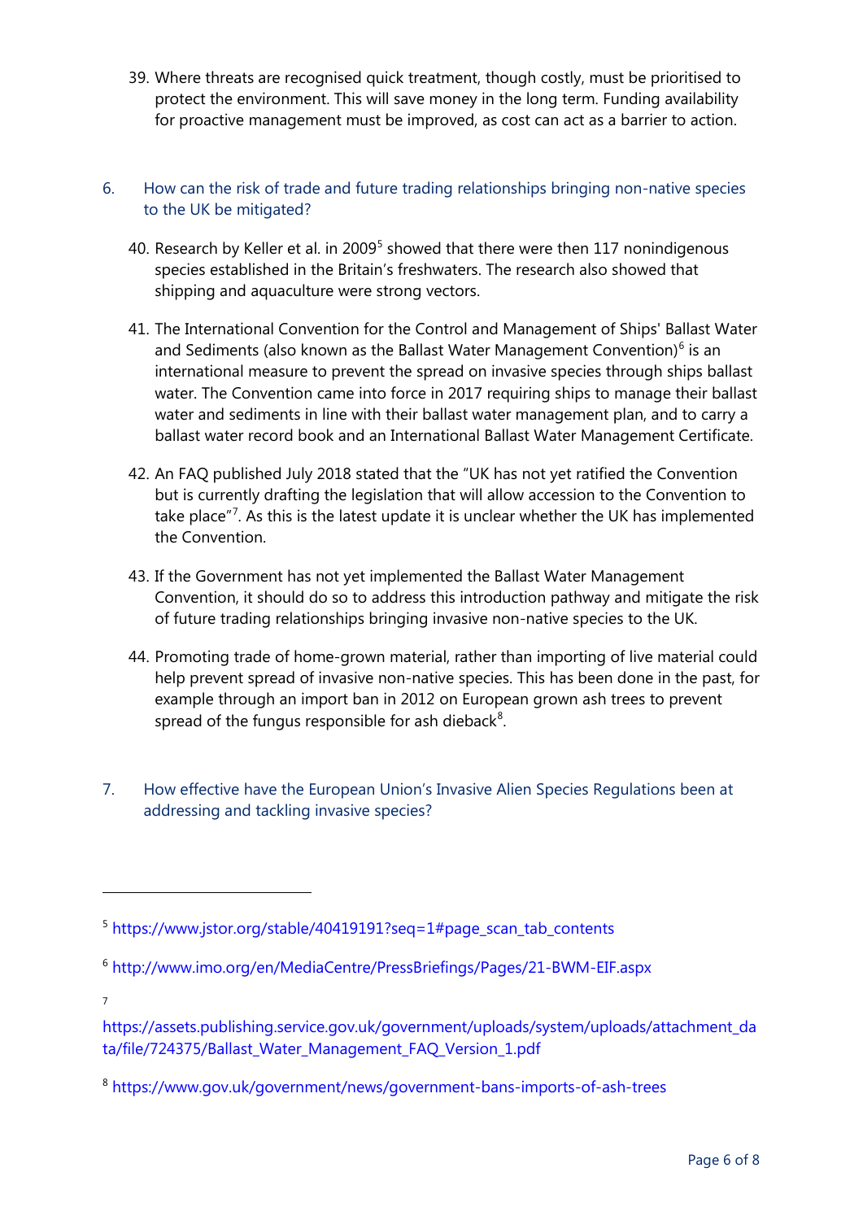39. Where threats are recognised quick treatment, though costly, must be prioritised to protect the environment. This will save money in the long term. Funding availability for proactive management must be improved, as cost can act as a barrier to action.

## 6. How can the risk of trade and future trading relationships bringing non-native species to the UK be mitigated?

40. Research by Keller et al. in 2009[5] showed that there were then 117 nonindigenous species established in the Britain's freshwaters. The research also showed that shipping and aquaculture were strong vectors.

41. The International Convention for the Control and Management of Ships' Ballast Water and Sediments (also known as the Ballast Water Management Convention)[6] is an international measure to prevent the spread on invasive species through ships ballast water. The Convention came into force in 2017 requiring ships to manage their ballast water and sediments in line with their ballast water management plan, and to carry a ballast water record book and an International Ballast Water Management Certificate.

42. An FAQ published July 2018 stated that the "UK has not yet ratified the Convention but is currently drafting the legislation that will allow accession to the Convention to take place"[7]. As this is the latest update it is unclear whether the UK has implemented the Convention.

43. If the Government has not yet implemented the Ballast Water Management Convention, it should do so to address this introduction pathway and mitigate the risk of future trading relationships bringing invasive non-native species to the UK.

44. Promoting trade of home-grown material, rather than importing of live material could help prevent spread of invasive non-native species. This has been done in the past, for example through an import ban in 2012 on European grown ash trees to prevent spread of the fungus responsible for ash dieback[8].

## 7. How effective have the European Union's Invasive Alien Species Regulations been at addressing and tackling invasive species?

---

[5] https://www.jstor.org/stable/40419191?seq=1#page_scan_tab_contents

[6] http://www.imo.org/en/MediaCentre/PressBriefings/Pages/21-BWM-EIF.aspx

[7] https://assets.publishing.service.gov.uk/government/uploads/system/uploads/attachment_data/file/724375/Ballast_Water_Management_FAQ_Version_1.pdf

[8] https://www.gov.uk/government/news/government-bans-imports-of-ash-trees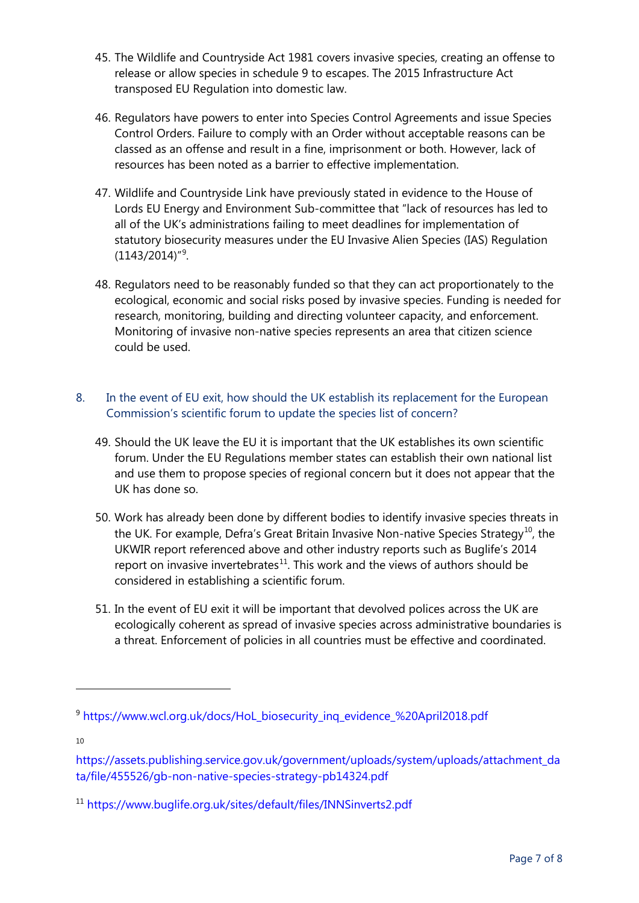45. The Wildlife and Countryside Act 1981 covers invasive species, creating an offense to release or allow species in schedule 9 to escapes. The 2015 Infrastructure Act transposed EU Regulation into domestic law.

46. Regulators have powers to enter into Species Control Agreements and issue Species Control Orders. Failure to comply with an Order without acceptable reasons can be classed as an offense and result in a fine, imprisonment or both. However, lack of resources has been noted as a barrier to effective implementation.

47. Wildlife and Countryside Link have previously stated in evidence to the House of Lords EU Energy and Environment Sub-committee that "lack of resources has led to all of the UK's administrations failing to meet deadlines for implementation of statutory biosecurity measures under the EU Invasive Alien Species (IAS) Regulation (1143/2014)"[9].

48. Regulators need to be reasonably funded so that they can act proportionately to the ecological, economic and social risks posed by invasive species. Funding is needed for research, monitoring, building and directing volunteer capacity, and enforcement. Monitoring of invasive non-native species represents an area that citizen science could be used.

## 8. In the event of EU exit, how should the UK establish its replacement for the European Commission's scientific forum to update the species list of concern?

49. Should the UK leave the EU it is important that the UK establishes its own scientific forum. Under the EU Regulations member states can establish their own national list and use them to propose species of regional concern but it does not appear that the UK has done so.

50. Work has already been done by different bodies to identify invasive species threats in the UK. For example, Defra's Great Britain Invasive Non-native Species Strategy[10], the UKWIR report referenced above and other industry reports such as Buglife's 2014 report on invasive invertebrates[11]. This work and the views of authors should be considered in establishing a scientific forum.

51. In the event of EU exit it will be important that devolved polices across the UK are ecologically coherent as spread of invasive species across administrative boundaries is a threat. Enforcement of policies in all countries must be effective and coordinated.

---

[9] https://www.wcl.org.uk/docs/HoL_biosecurity_inq_evidence_%20April2018.pdf

[10] https://assets.publishing.service.gov.uk/government/uploads/system/uploads/attachment_data/file/455526/gb-non-native-species-strategy-pb14324.pdf

[11] https://www.buglife.org.uk/sites/default/files/INNSinverts2.pdf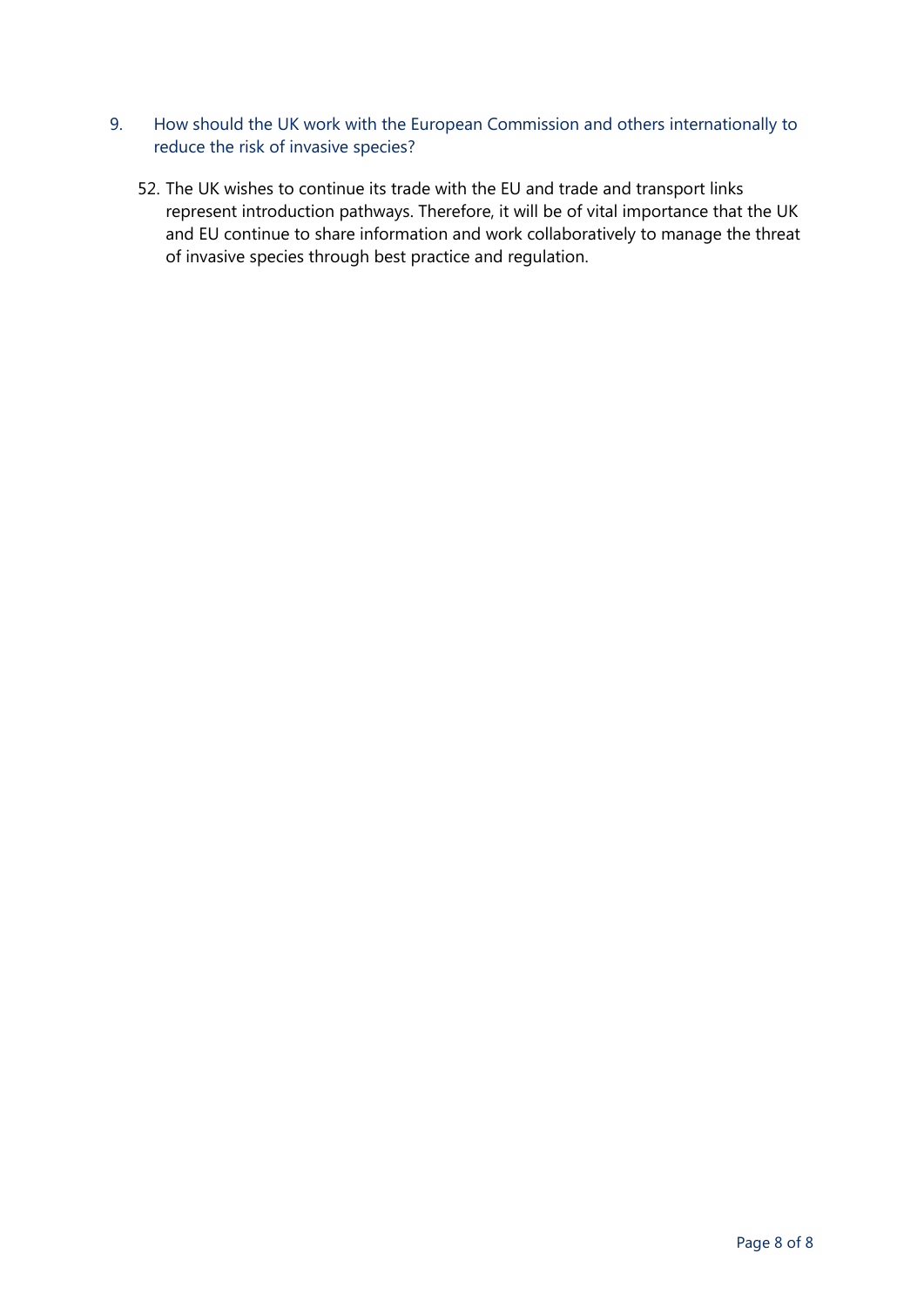9. How should the UK work with the European Commission and others internationally to reduce the risk of invasive species?

52. The UK wishes to continue its trade with the EU and trade and transport links represent introduction pathways. Therefore, it will be of vital importance that the UK and EU continue to share information and work collaboratively to manage the threat of invasive species through best practice and regulation.